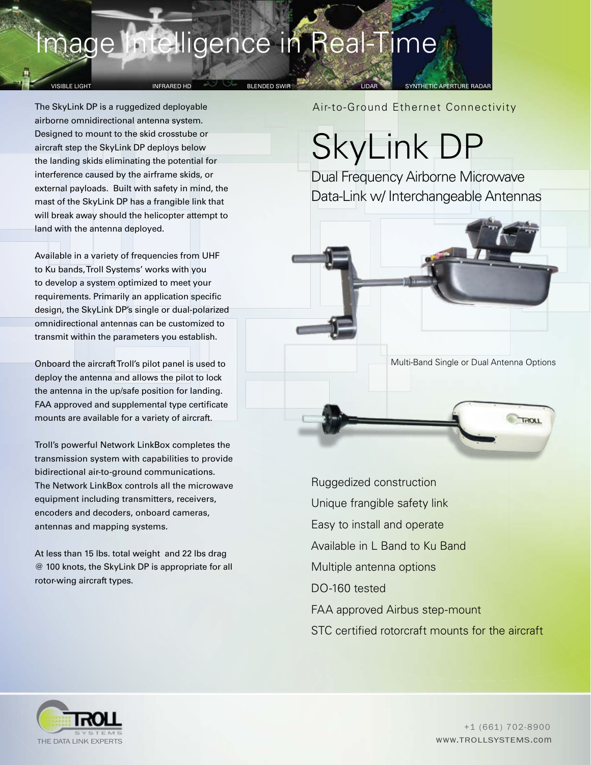# Image Intelligence in Real-Time

VISIBLE LIGHT INFRARED HD BLENDED SWIR LIDAR SYNTHETIC APERTURE RADAR

Air-to-Ground Ethernet Connectivity

# SkyLink DP

## Dual Frequency Airborne Microwave Data-Link w/ Interchangeable Antennas

The SkyLink DP is a ruggedized deployable airborne omnidirectional antenna system. Designed to mount to the skid crosstube or aircraft step the SkyLink DP deploys below the landing skids eliminating the potential for interference caused by the airframe skids, or external payloads. Built with safety in mind, the mast of the SkyLink DP has a frangible link that will break away should the helicopter attempt to land with the antenna deployed.

Available in a variety of frequencies from UHF to Ku bands, Troll Systems' works with you to develop a system optimized to meet your requirements. Primarily an application specific design, the SkyLink DP's single or dual-polarized omnidirectional antennas can be customized to transmit within the parameters you establish.

Onboard the aircraft Troll's pilot panel is used to deploy the antenna and allows the pilot to lock the antenna in the up/safe position for landing. FAA approved and supplemental type certificate mounts are available for a variety of aircraft.

Troll's powerful Network LinkBox completes the transmission system with capabilities to provide bidirectional air-to-ground communications. The Network LinkBox controls all the microwave equipment including transmitters, receivers, encoders and decoders, onboard cameras, antennas and mapping systems.

At less than 15 lbs. total weight and 22 lbs drag @ 100 knots, the SkyLink DP is appropriate for all rotor-wing aircraft types.

Multi-Band Single or Dual Antenna Options

- Ruggedized construction
- Unique frangible safety link
- Easy to install and operate
- Available in L Band to Ku Band
- Multiple antenna options
- DO-160 tested
- FAA approved Airbus step-mount
- STC certified rotorcraft mounts for the aircraft

TROLL SYSTEMS
THE DATA LINK EXPERTS

+1 (661) 702-8900
www.TROLLSYSTEMS.com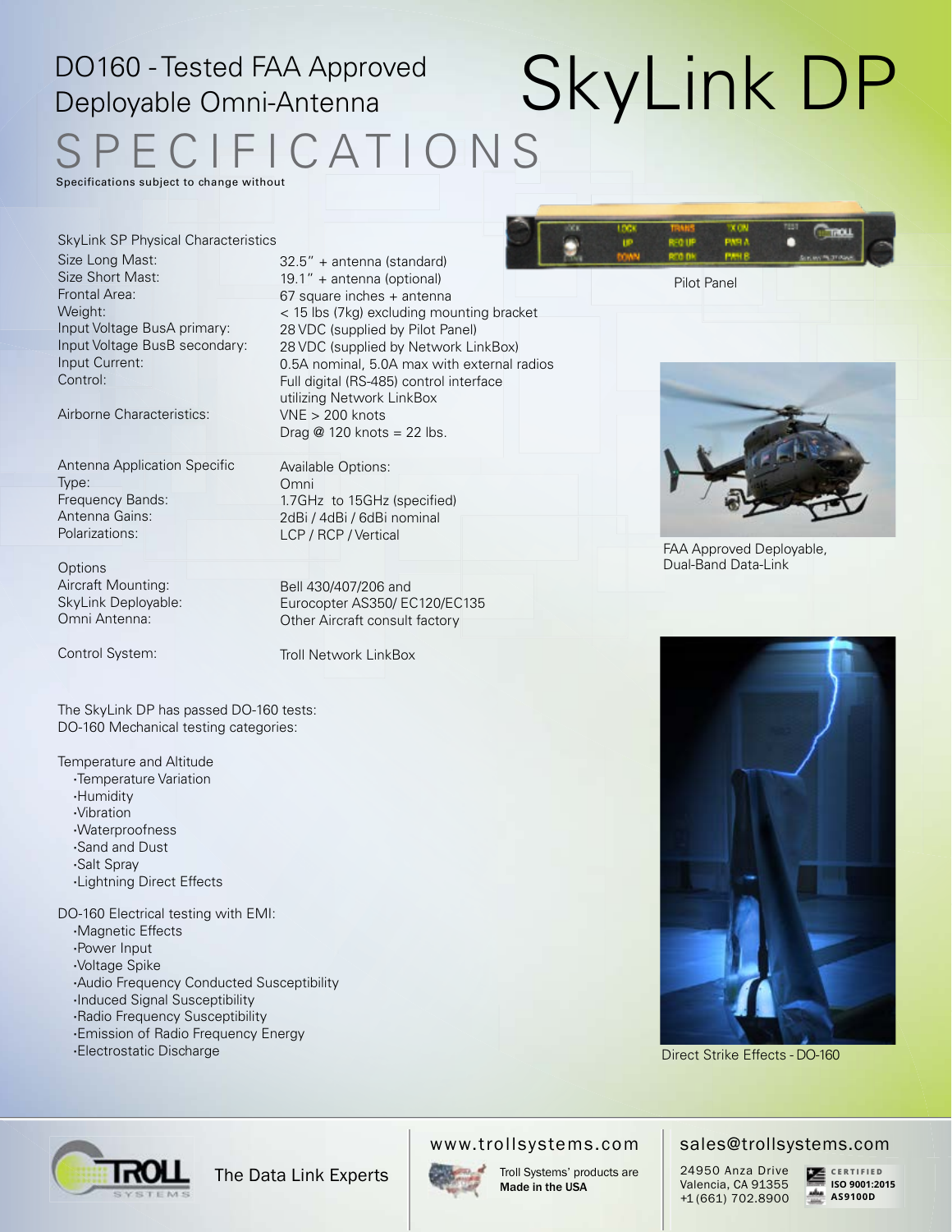# SkyLink DP

## DO160 - Tested FAA Approved Deployable Omni-Antenna

# SPECIFICATIONS

Specifications subject to change without

### SkyLink SP Physical Characteristics

| | |
|---|---|
| Size Long Mast: | 32.5" + antenna (standard) |
| Size Short Mast: | 19.1" + antenna (optional) |
| Frontal Area: | 67 square inches + antenna |
| Weight: | < 15 lbs (7kg) excluding mounting bracket |
| Input Voltage BusA primary: | 28 VDC (supplied by Pilot Panel) |
| Input Voltage BusB secondary: | 28 VDC (supplied by Network LinkBox) |
| Input Current: | 0.5A nominal, 5.0A max with external radios |
| Control: | Full digital (RS-485) control interface utilizing Network LinkBox |
| Airborne Characteristics: | VNE > 200 knots<br>Drag @ 120 knots = 22 lbs. |

### Antenna Application Specific

| | |
|---|---|
| | Available Options: |
| Type: | Omni |
| Frequency Bands: | 1.7GHz to 15GHz (specified) |
| Antenna Gains: | 2dBi / 4dBi / 6dBi nominal |
| Polarizations: | LCP / RCP / Vertical |

### Options

| | |
|---|---|
| Aircraft Mounting: | Bell 430/407/206 and |
| SkyLink Deployable: | Eurocopter AS350/ EC120/EC135 |
| Omni Antenna: | Other Aircraft consult factory |
| Control System: | Troll Network LinkBox |

The SkyLink DP has passed DO-160 tests:
DO-160 Mechanical testing categories:

Temperature and Altitude
- Temperature Variation
- Humidity
- Vibration
- Waterproofness
- Sand and Dust
- Salt Spray
- Lightning Direct Effects

DO-160 Electrical testing with EMI:
- Magnetic Effects
- Power Input
- Voltage Spike
- Audio Frequency Conducted Susceptibility
- Induced Signal Susceptibility
- Radio Frequency Susceptibility
- Emission of Radio Frequency Energy
- Electrostatic Discharge

Pilot Panel

FAA Approved Deployable, Dual-Band Data-Link

Direct Strike Effects - DO-160

The Data Link Experts

www.trollsystems.com

Troll Systems' products are **Made in the USA**

sales@trollsystems.com

24950 Anza Drive
Valencia, CA 91355
+1 (661) 702.8900

CERTIFIED ISO 9001:2015 AS9100D